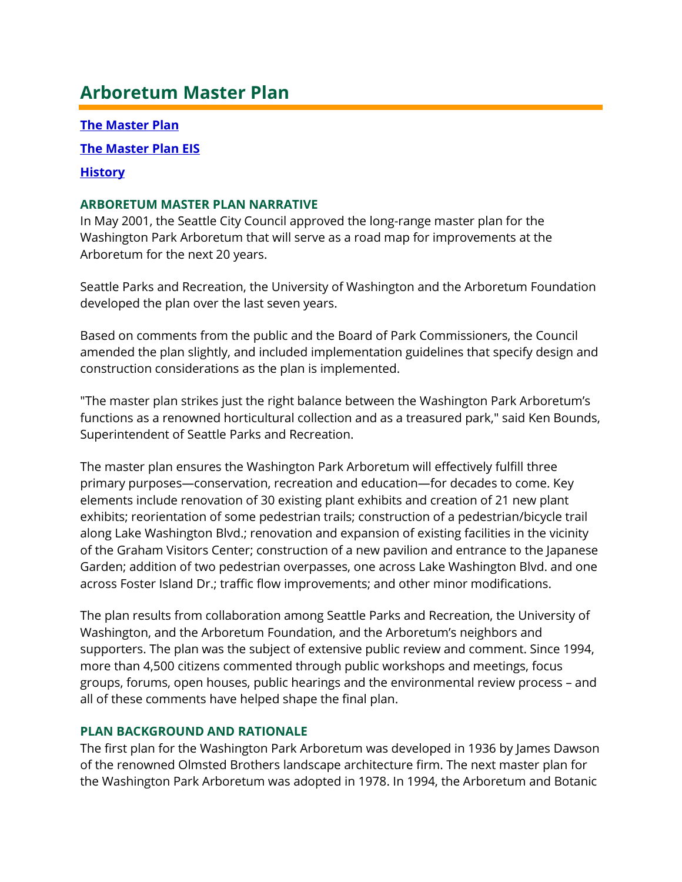# Arboretum Master Plan

**[The Master Plan](#)**

**[The Master Plan EIS](#)**

**[History](#)**

### ARBORETUM MASTER PLAN NARRATIVE

In May 2001, the Seattle City Council approved the long-range master plan for the Washington Park Arboretum that will serve as a road map for improvements at the Arboretum for the next 20 years.

Seattle Parks and Recreation, the University of Washington and the Arboretum Foundation developed the plan over the last seven years.

Based on comments from the public and the Board of Park Commissioners, the Council amended the plan slightly, and included implementation guidelines that specify design and construction considerations as the plan is implemented.

"The master plan strikes just the right balance between the Washington Park Arboretum's functions as a renowned horticultural collection and as a treasured park," said Ken Bounds, Superintendent of Seattle Parks and Recreation.

The master plan ensures the Washington Park Arboretum will effectively fulfill three primary purposes—conservation, recreation and education—for decades to come. Key elements include renovation of 30 existing plant exhibits and creation of 21 new plant exhibits; reorientation of some pedestrian trails; construction of a pedestrian/bicycle trail along Lake Washington Blvd.; renovation and expansion of existing facilities in the vicinity of the Graham Visitors Center; construction of a new pavilion and entrance to the Japanese Garden; addition of two pedestrian overpasses, one across Lake Washington Blvd. and one across Foster Island Dr.; traffic flow improvements; and other minor modifications.

The plan results from collaboration among Seattle Parks and Recreation, the University of Washington, and the Arboretum Foundation, and the Arboretum's neighbors and supporters. The plan was the subject of extensive public review and comment. Since 1994, more than 4,500 citizens commented through public workshops and meetings, focus groups, forums, open houses, public hearings and the environmental review process – and all of these comments have helped shape the final plan.

### PLAN BACKGROUND AND RATIONALE

The first plan for the Washington Park Arboretum was developed in 1936 by James Dawson of the renowned Olmsted Brothers landscape architecture firm. The next master plan for the Washington Park Arboretum was adopted in 1978. In 1994, the Arboretum and Botanic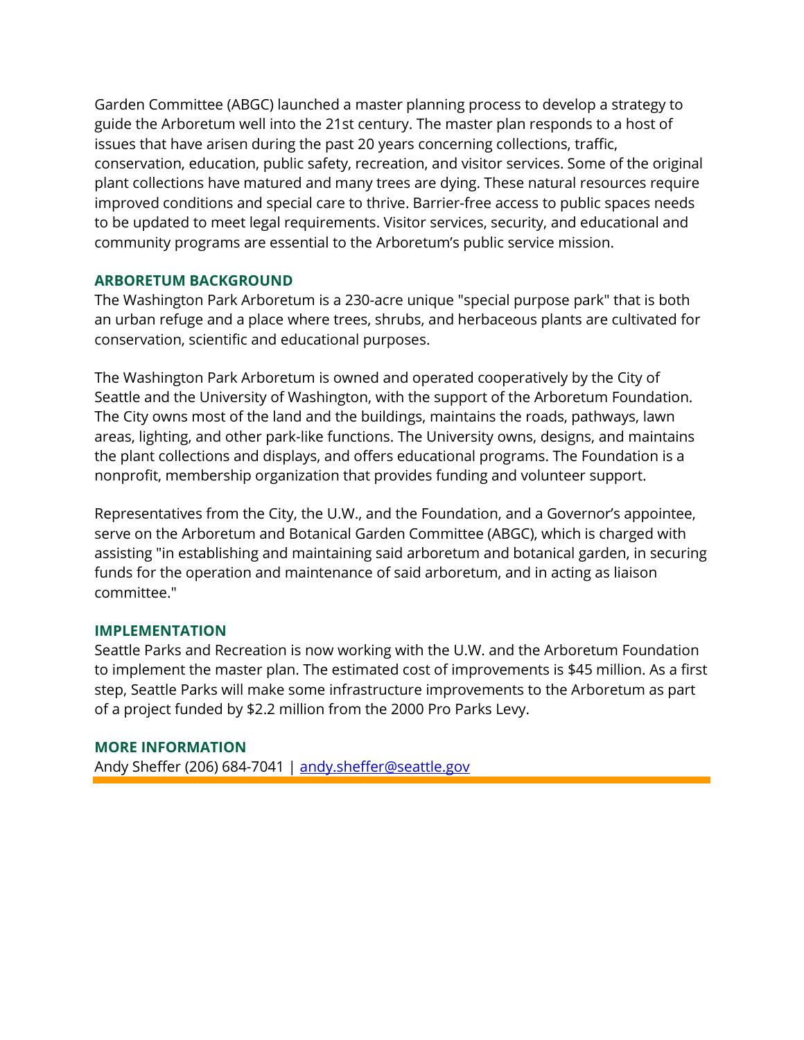Garden Committee (ABGC) launched a master planning process to develop a strategy to guide the Arboretum well into the 21st century. The master plan responds to a host of issues that have arisen during the past 20 years concerning collections, traffic, conservation, education, public safety, recreation, and visitor services. Some of the original plant collections have matured and many trees are dying. These natural resources require improved conditions and special care to thrive. Barrier-free access to public spaces needs to be updated to meet legal requirements. Visitor services, security, and educational and community programs are essential to the Arboretum's public service mission.

## ARBORETUM BACKGROUND

The Washington Park Arboretum is a 230-acre unique "special purpose park" that is both an urban refuge and a place where trees, shrubs, and herbaceous plants are cultivated for conservation, scientific and educational purposes.

The Washington Park Arboretum is owned and operated cooperatively by the City of Seattle and the University of Washington, with the support of the Arboretum Foundation. The City owns most of the land and the buildings, maintains the roads, pathways, lawn areas, lighting, and other park-like functions. The University owns, designs, and maintains the plant collections and displays, and offers educational programs. The Foundation is a nonprofit, membership organization that provides funding and volunteer support.

Representatives from the City, the U.W., and the Foundation, and a Governor's appointee, serve on the Arboretum and Botanical Garden Committee (ABGC), which is charged with assisting "in establishing and maintaining said arboretum and botanical garden, in securing funds for the operation and maintenance of said arboretum, and in acting as liaison committee."

## IMPLEMENTATION

Seattle Parks and Recreation is now working with the U.W. and the Arboretum Foundation to implement the master plan. The estimated cost of improvements is $45 million. As a first step, Seattle Parks will make some infrastructure improvements to the Arboretum as part of a project funded by $2.2 million from the 2000 Pro Parks Levy.

## MORE INFORMATION

Andy Sheffer (206) 684-7041 | [andy.sheffer@seattle.gov](mailto:andy.sheffer@seattle.gov)